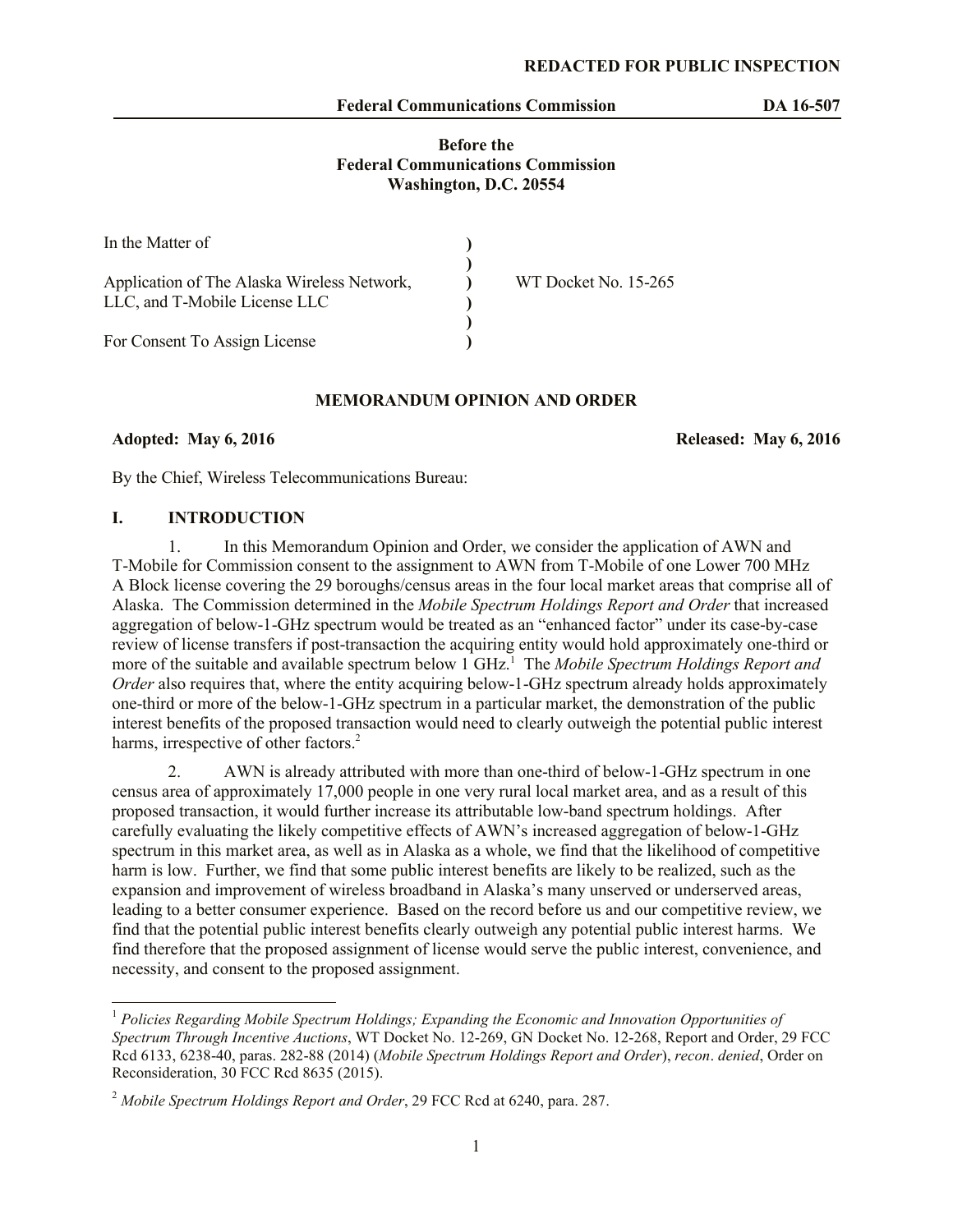**REDACTED FOR PUBLIC INSPECTION**

**Before the**
**Federal Communications Commission**
**Washington, D.C. 20554**

| | | |
|---|---|---|
| In the Matter of | ) | |
| | ) | |
| Application of The Alaska Wireless Network, LLC, and T-Mobile License LLC | ) | WT Docket No. 15-265 |
| | ) | |
| For Consent To Assign License | ) | |

**MEMORANDUM OPINION AND ORDER**

**Adopted: May 6, 2016** **Released: May 6, 2016**

By the Chief, Wireless Telecommunications Bureau:

## I. INTRODUCTION

1. In this Memorandum Opinion and Order, we consider the application of AWN and T-Mobile for Commission consent to the assignment to AWN from T-Mobile of one Lower 700 MHz A Block license covering the 29 boroughs/census areas in the four local market areas that comprise all of Alaska. The Commission determined in the *Mobile Spectrum Holdings Report and Order* that increased aggregation of below-1-GHz spectrum would be treated as an "enhanced factor" under its case-by-case review of license transfers if post-transaction the acquiring entity would hold approximately one-third or more of the suitable and available spectrum below 1 GHz.[1] The *Mobile Spectrum Holdings Report and Order* also requires that, where the entity acquiring below-1-GHz spectrum already holds approximately one-third or more of the below-1-GHz spectrum in a particular market, the demonstration of the public interest benefits of the proposed transaction would need to clearly outweigh the potential public interest harms, irrespective of other factors.[2]

2. AWN is already attributed with more than one-third of below-1-GHz spectrum in one census area of approximately 17,000 people in one very rural local market area, and as a result of this proposed transaction, it would further increase its attributable low-band spectrum holdings. After carefully evaluating the likely competitive effects of AWN's increased aggregation of below-1-GHz spectrum in this market area, as well as in Alaska as a whole, we find that the likelihood of competitive harm is low. Further, we find that some public interest benefits are likely to be realized, such as the expansion and improvement of wireless broadband in Alaska's many unserved or underserved areas, leading to a better consumer experience. Based on the record before us and our competitive review, we find that the potential public interest benefits clearly outweigh any potential public interest harms. We find therefore that the proposed assignment of license would serve the public interest, convenience, and necessity, and consent to the proposed assignment.

---

[1] *Policies Regarding Mobile Spectrum Holdings; Expanding the Economic and Innovation Opportunities of Spectrum Through Incentive Auctions*, WT Docket No. 12-269, GN Docket No. 12-268, Report and Order, 29 FCC Rcd 6133, 6238-40, paras. 282-88 (2014) (*Mobile Spectrum Holdings Report and Order*), *recon. denied*, Order on Reconsideration, 30 FCC Rcd 8635 (2015).

[2] *Mobile Spectrum Holdings Report and Order*, 29 FCC Rcd at 6240, para. 287.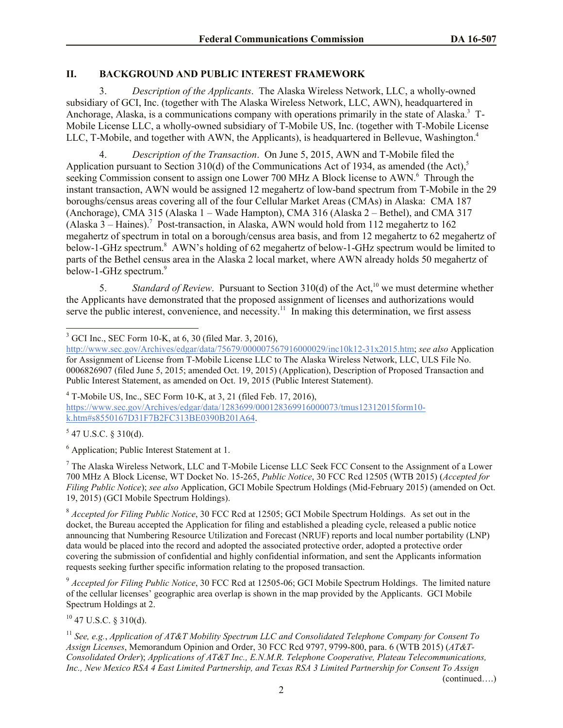## II. BACKGROUND AND PUBLIC INTEREST FRAMEWORK

3. *Description of the Applicants*. The Alaska Wireless Network, LLC, a wholly-owned subsidiary of GCI, Inc. (together with The Alaska Wireless Network, LLC, AWN), headquartered in Anchorage, Alaska, is a communications company with operations primarily in the state of Alaska.[3] T-Mobile License LLC, a wholly-owned subsidiary of T-Mobile US, Inc. (together with T-Mobile License LLC, T-Mobile, and together with AWN, the Applicants), is headquartered in Bellevue, Washington.[4]

4. *Description of the Transaction*. On June 5, 2015, AWN and T-Mobile filed the Application pursuant to Section 310(d) of the Communications Act of 1934, as amended (the Act),[5] seeking Commission consent to assign one Lower 700 MHz A Block license to AWN.[6] Through the instant transaction, AWN would be assigned 12 megahertz of low-band spectrum from T-Mobile in the 29 boroughs/census areas covering all of the four Cellular Market Areas (CMAs) in Alaska: CMA 187 (Anchorage), CMA 315 (Alaska 1 – Wade Hampton), CMA 316 (Alaska 2 – Bethel), and CMA 317 (Alaska 3 – Haines).[7] Post-transaction, in Alaska, AWN would hold from 112 megahertz to 162 megahertz of spectrum in total on a borough/census area basis, and from 12 megahertz to 62 megahertz of below-1-GHz spectrum.[8] AWN's holding of 62 megahertz of below-1-GHz spectrum would be limited to parts of the Bethel census area in the Alaska 2 local market, where AWN already holds 50 megahertz of below-1-GHz spectrum.[9]

5. *Standard of Review*. Pursuant to Section 310(d) of the Act,[10] we must determine whether the Applicants have demonstrated that the proposed assignment of licenses and authorizations would serve the public interest, convenience, and necessity.[11] In making this determination, we first assess

---

[3] GCI Inc., SEC Form 10-K, at 6, 30 (filed Mar. 3, 2016), http://www.sec.gov/Archives/edgar/data/75679/000007567916000029/inc10k12-31x2015.htm; *see also* Application for Assignment of License from T-Mobile License LLC to The Alaska Wireless Network, LLC, ULS File No. 0006826907 (filed June 5, 2015; amended Oct. 19, 2015) (Application), Description of Proposed Transaction and Public Interest Statement, as amended on Oct. 19, 2015 (Public Interest Statement).

[4] T-Mobile US, Inc., SEC Form 10-K, at 3, 21 (filed Feb. 17, 2016), https://www.sec.gov/Archives/edgar/data/1283699/000128369916000073/tmus12312015form10-k.htm#s8550167D31F7B2FC313BE0390B201A64.

[5] 47 U.S.C. § 310(d).

[6] Application; Public Interest Statement at 1.

[7] The Alaska Wireless Network, LLC and T-Mobile License LLC Seek FCC Consent to the Assignment of a Lower 700 MHz A Block License, WT Docket No. 15-265, *Public Notice*, 30 FCC Rcd 12505 (WTB 2015) (*Accepted for Filing Public Notice*); *see also* Application, GCI Mobile Spectrum Holdings (Mid-February 2015) (amended on Oct. 19, 2015) (GCI Mobile Spectrum Holdings).

[8] *Accepted for Filing Public Notice*, 30 FCC Rcd at 12505; GCI Mobile Spectrum Holdings. As set out in the docket, the Bureau accepted the Application for filing and established a pleading cycle, released a public notice announcing that Numbering Resource Utilization and Forecast (NRUF) reports and local number portability (LNP) data would be placed into the record and adopted the associated protective order, adopted a protective order covering the submission of confidential and highly confidential information, and sent the Applicants information requests seeking further specific information relating to the proposed transaction.

[9] *Accepted for Filing Public Notice*, 30 FCC Rcd at 12505-06; GCI Mobile Spectrum Holdings. The limited nature of the cellular licenses' geographic area overlap is shown in the map provided by the Applicants. GCI Mobile Spectrum Holdings at 2.

[10] 47 U.S.C. § 310(d).

[11] *See, e.g.*, *Application of AT&T Mobility Spectrum LLC and Consolidated Telephone Company for Consent To Assign Licenses*, Memorandum Opinion and Order, 30 FCC Rcd 9797, 9799-800, para. 6 (WTB 2015) (*AT&T-Consolidated Order*); *Applications of AT&T Inc., E.N.M.R. Telephone Cooperative, Plateau Telecommunications, Inc., New Mexico RSA 4 East Limited Partnership, and Texas RSA 3 Limited Partnership for Consent To Assign* (continued….)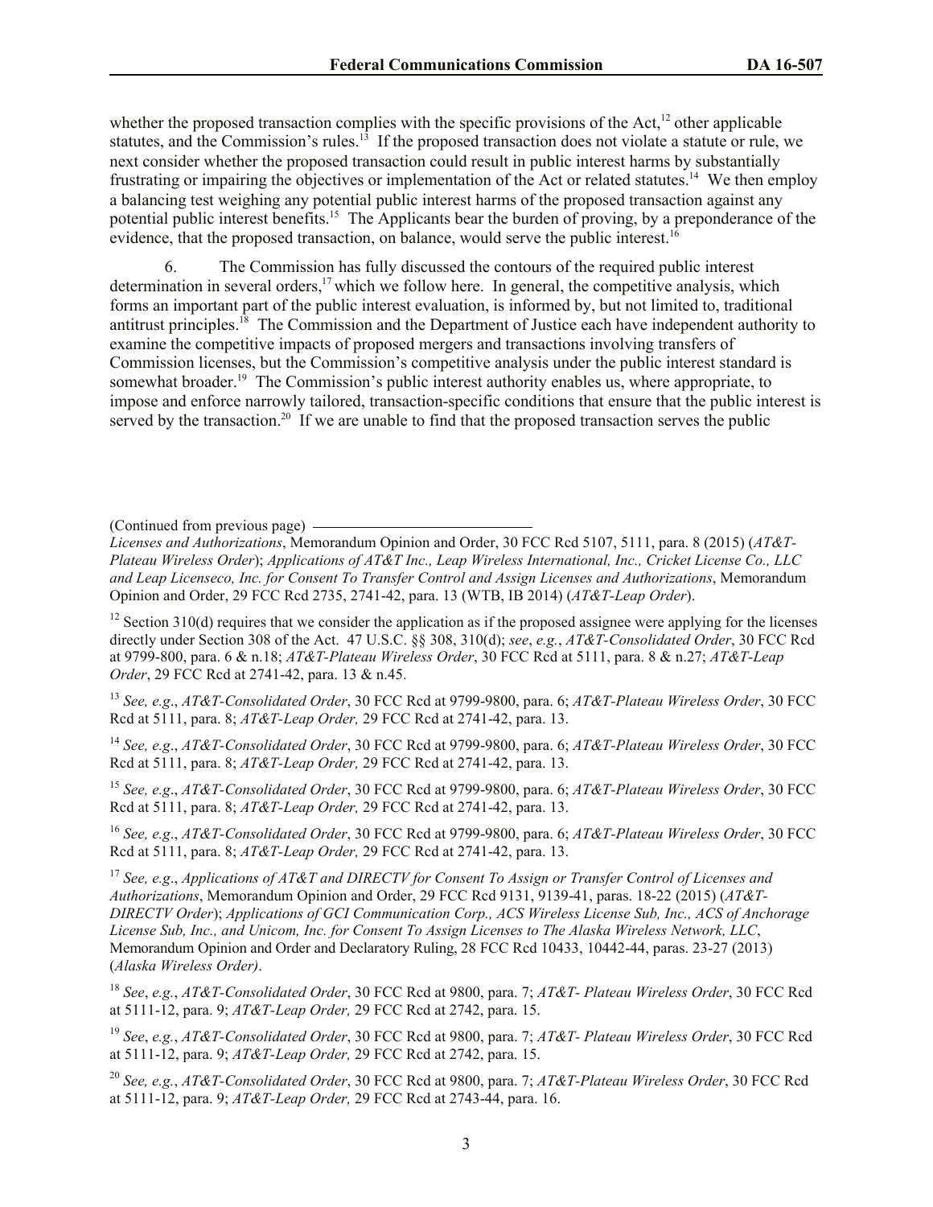whether the proposed transaction complies with the specific provisions of the Act,[12] other applicable statutes, and the Commission's rules.[13] If the proposed transaction does not violate a statute or rule, we next consider whether the proposed transaction could result in public interest harms by substantially frustrating or impairing the objectives or implementation of the Act or related statutes.[14] We then employ a balancing test weighing any potential public interest harms of the proposed transaction against any potential public interest benefits.[15] The Applicants bear the burden of proving, by a preponderance of the evidence, that the proposed transaction, on balance, would serve the public interest.[16]

6. The Commission has fully discussed the contours of the required public interest determination in several orders,[17] which we follow here. In general, the competitive analysis, which forms an important part of the public interest evaluation, is informed by, but not limited to, traditional antitrust principles.[18] The Commission and the Department of Justice each have independent authority to examine the competitive impacts of proposed mergers and transactions involving transfers of Commission licenses, but the Commission's competitive analysis under the public interest standard is somewhat broader.[19] The Commission's public interest authority enables us, where appropriate, to impose and enforce narrowly tailored, transaction-specific conditions that ensure that the public interest is served by the transaction.[20] If we are unable to find that the proposed transaction serves the public

---

(Continued from previous page)
*Licenses and Authorizations*, Memorandum Opinion and Order, 30 FCC Rcd 5107, 5111, para. 8 (2015) (*AT&T-Plateau Wireless Order*); *Applications of AT&T Inc., Leap Wireless International, Inc., Cricket License Co., LLC and Leap Licenseco, Inc. for Consent To Transfer Control and Assign Licenses and Authorizations*, Memorandum Opinion and Order, 29 FCC Rcd 2735, 2741-42, para. 13 (WTB, IB 2014) (*AT&T-Leap Order*).

[12] Section 310(d) requires that we consider the application as if the proposed assignee were applying for the licenses directly under Section 308 of the Act. 47 U.S.C. §§ 308, 310(d); *see*, *e.g.*, *AT&T-Consolidated Order*, 30 FCC Rcd at 9799-800, para. 6 & n.18; *AT&T-Plateau Wireless Order*, 30 FCC Rcd at 5111, para. 8 & n.27; *AT&T-Leap Order*, 29 FCC Rcd at 2741-42, para. 13 & n.45.

[13] *See, e.g*., *AT&T-Consolidated Order*, 30 FCC Rcd at 9799-9800, para. 6; *AT&T-Plateau Wireless Order*, 30 FCC Rcd at 5111, para. 8; *AT&T-Leap Order,* 29 FCC Rcd at 2741-42, para. 13.

[14] *See, e.g*., *AT&T-Consolidated Order*, 30 FCC Rcd at 9799-9800, para. 6; *AT&T-Plateau Wireless Order*, 30 FCC Rcd at 5111, para. 8; *AT&T-Leap Order,* 29 FCC Rcd at 2741-42, para. 13.

[15] *See, e.g*., *AT&T-Consolidated Order*, 30 FCC Rcd at 9799-9800, para. 6; *AT&T-Plateau Wireless Order*, 30 FCC Rcd at 5111, para. 8; *AT&T-Leap Order,* 29 FCC Rcd at 2741-42, para. 13.

[16] *See, e.g*., *AT&T-Consolidated Order*, 30 FCC Rcd at 9799-9800, para. 6; *AT&T-Plateau Wireless Order*, 30 FCC Rcd at 5111, para. 8; *AT&T-Leap Order,* 29 FCC Rcd at 2741-42, para. 13.

[17] *See, e.g*., *Applications of AT&T and DIRECTV for Consent To Assign or Transfer Control of Licenses and Authorizations*, Memorandum Opinion and Order, 29 FCC Rcd 9131, 9139-41, paras. 18-22 (2015) (*AT&T-DIRECTV Order*); *Applications of GCI Communication Corp., ACS Wireless License Sub, Inc., ACS of Anchorage License Sub, Inc., and Unicom, Inc. for Consent To Assign Licenses to The Alaska Wireless Network, LLC*, Memorandum Opinion and Order and Declaratory Ruling, 28 FCC Rcd 10433, 10442-44, paras. 23-27 (2013) (*Alaska Wireless Order)*.

[18] *See*, *e.g.*, *AT&T-Consolidated Order*, 30 FCC Rcd at 9800, para. 7; *AT&T- Plateau Wireless Order*, 30 FCC Rcd at 5111-12, para. 9; *AT&T-Leap Order,* 29 FCC Rcd at 2742, para. 15.

[19] *See*, *e.g.*, *AT&T-Consolidated Order*, 30 FCC Rcd at 9800, para. 7; *AT&T- Plateau Wireless Order*, 30 FCC Rcd at 5111-12, para. 9; *AT&T-Leap Order,* 29 FCC Rcd at 2742, para. 15.

[20] *See, e.g.*, *AT&T-Consolidated Order*, 30 FCC Rcd at 9800, para. 7; *AT&T-Plateau Wireless Order*, 30 FCC Rcd at 5111-12, para. 9; *AT&T-Leap Order,* 29 FCC Rcd at 2743-44, para. 16.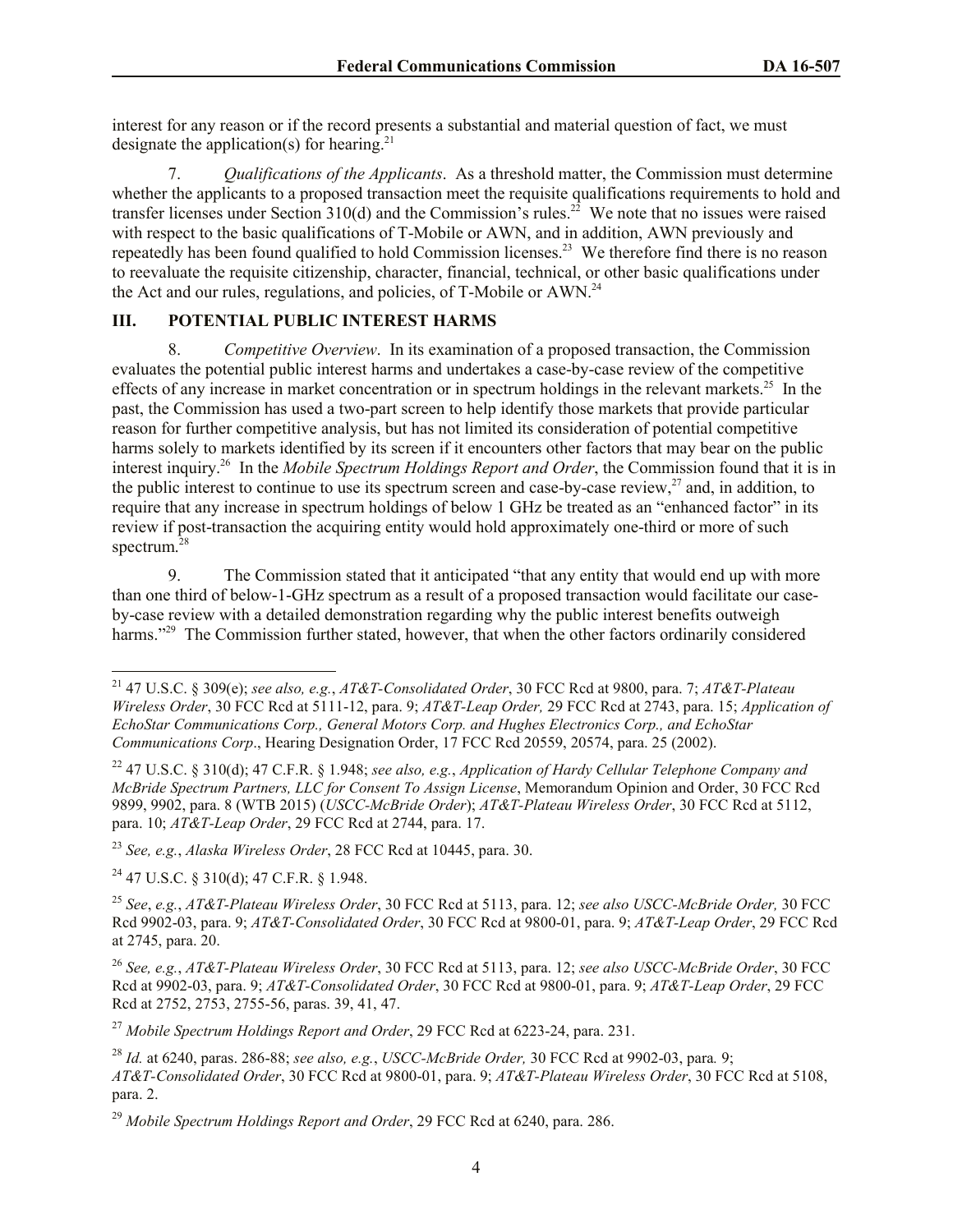interest for any reason or if the record presents a substantial and material question of fact, we must designate the application(s) for hearing.[21]

7. *Qualifications of the Applicants*. As a threshold matter, the Commission must determine whether the applicants to a proposed transaction meet the requisite qualifications requirements to hold and transfer licenses under Section 310(d) and the Commission's rules.[22] We note that no issues were raised with respect to the basic qualifications of T-Mobile or AWN, and in addition, AWN previously and repeatedly has been found qualified to hold Commission licenses.[23] We therefore find there is no reason to reevaluate the requisite citizenship, character, financial, technical, or other basic qualifications under the Act and our rules, regulations, and policies, of T-Mobile or AWN.[24]

## III. POTENTIAL PUBLIC INTEREST HARMS

8. *Competitive Overview*. In its examination of a proposed transaction, the Commission evaluates the potential public interest harms and undertakes a case-by-case review of the competitive effects of any increase in market concentration or in spectrum holdings in the relevant markets.[25] In the past, the Commission has used a two-part screen to help identify those markets that provide particular reason for further competitive analysis, but has not limited its consideration of potential competitive harms solely to markets identified by its screen if it encounters other factors that may bear on the public interest inquiry.[26] In the *Mobile Spectrum Holdings Report and Order*, the Commission found that it is in the public interest to continue to use its spectrum screen and case-by-case review,[27] and, in addition, to require that any increase in spectrum holdings of below 1 GHz be treated as an "enhanced factor" in its review if post-transaction the acquiring entity would hold approximately one-third or more of such spectrum.[28]

9. The Commission stated that it anticipated "that any entity that would end up with more than one third of below-1-GHz spectrum as a result of a proposed transaction would facilitate our case-by-case review with a detailed demonstration regarding why the public interest benefits outweigh harms."[29] The Commission further stated, however, that when the other factors ordinarily considered

---

[21] 47 U.S.C. § 309(e); *see also, e.g.*, *AT&T-Consolidated Order*, 30 FCC Rcd at 9800, para. 7; *AT&T-Plateau Wireless Order*, 30 FCC Rcd at 5111-12, para. 9; *AT&T-Leap Order,* 29 FCC Rcd at 2743, para. 15; *Application of EchoStar Communications Corp., General Motors Corp. and Hughes Electronics Corp., and EchoStar Communications Corp*., Hearing Designation Order, 17 FCC Rcd 20559, 20574, para. 25 (2002).

[22] 47 U.S.C. § 310(d); 47 C.F.R. § 1.948; *see also, e.g.*, *Application of Hardy Cellular Telephone Company and McBride Spectrum Partners, LLC for Consent To Assign License*, Memorandum Opinion and Order, 30 FCC Rcd 9899, 9902, para. 8 (WTB 2015) (*USCC-McBride Order*); *AT&T-Plateau Wireless Order*, 30 FCC Rcd at 5112, para. 10; *AT&T-Leap Order*, 29 FCC Rcd at 2744, para. 17.

[23] *See, e.g.*, *Alaska Wireless Order*, 28 FCC Rcd at 10445, para. 30.

[24] 47 U.S.C. § 310(d); 47 C.F.R. § 1.948.

[25] *See*, *e.g.*, *AT&T-Plateau Wireless Order*, 30 FCC Rcd at 5113, para. 12; *see also USCC-McBride Order,* 30 FCC Rcd 9902-03, para. 9; *AT&T-Consolidated Order*, 30 FCC Rcd at 9800-01, para. 9; *AT&T-Leap Order*, 29 FCC Rcd at 2745, para. 20.

[26] *See, e.g.*, *AT&T-Plateau Wireless Order*, 30 FCC Rcd at 5113, para. 12; *see also USCC-McBride Order*, 30 FCC Rcd at 9902-03, para. 9; *AT&T-Consolidated Order*, 30 FCC Rcd at 9800-01, para. 9; *AT&T-Leap Order*, 29 FCC Rcd at 2752, 2753, 2755-56, paras. 39, 41, 47.

[27] *Mobile Spectrum Holdings Report and Order*, 29 FCC Rcd at 6223-24, para. 231.

[28] *Id.* at 6240, paras. 286-88; *see also, e.g.*, *USCC-McBride Order,* 30 FCC Rcd at 9902-03, para*.* 9; *AT&T-Consolidated Order*, 30 FCC Rcd at 9800-01, para. 9; *AT&T-Plateau Wireless Order*, 30 FCC Rcd at 5108, para. 2.

[29] *Mobile Spectrum Holdings Report and Order*, 29 FCC Rcd at 6240, para. 286.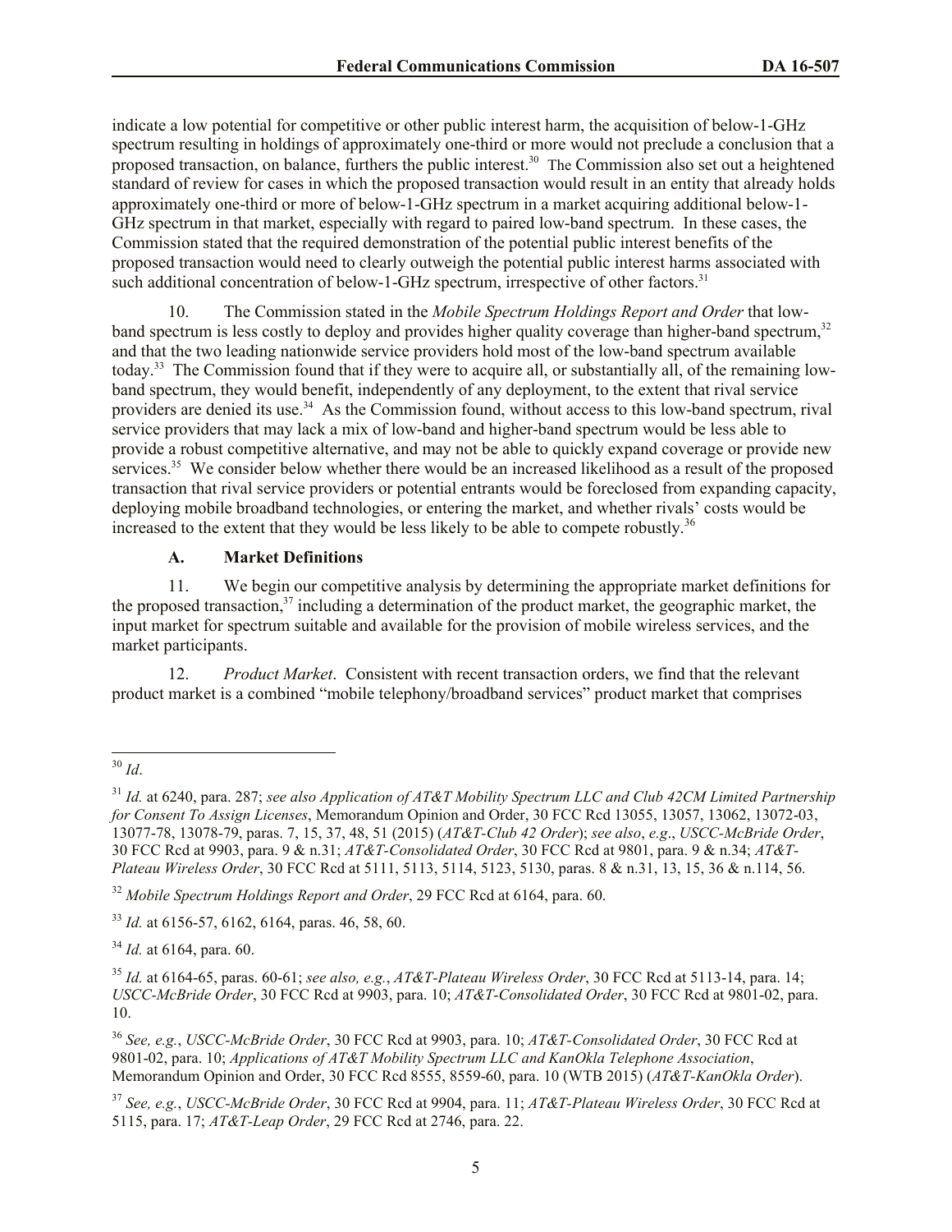indicate a low potential for competitive or other public interest harm, the acquisition of below-1-GHz spectrum resulting in holdings of approximately one-third or more would not preclude a conclusion that a proposed transaction, on balance, furthers the public interest.[30] The Commission also set out a heightened standard of review for cases in which the proposed transaction would result in an entity that already holds approximately one-third or more of below-1-GHz spectrum in a market acquiring additional below-1-GHz spectrum in that market, especially with regard to paired low-band spectrum. In these cases, the Commission stated that the required demonstration of the potential public interest benefits of the proposed transaction would need to clearly outweigh the potential public interest harms associated with such additional concentration of below-1-GHz spectrum, irrespective of other factors.[31]

10. The Commission stated in the *Mobile Spectrum Holdings Report and Order* that low-band spectrum is less costly to deploy and provides higher quality coverage than higher-band spectrum,[32] and that the two leading nationwide service providers hold most of the low-band spectrum available today.[33] The Commission found that if they were to acquire all, or substantially all, of the remaining low-band spectrum, they would benefit, independently of any deployment, to the extent that rival service providers are denied its use.[34] As the Commission found, without access to this low-band spectrum, rival service providers that may lack a mix of low-band and higher-band spectrum would be less able to provide a robust competitive alternative, and may not be able to quickly expand coverage or provide new services.[35] We consider below whether there would be an increased likelihood as a result of the proposed transaction that rival service providers or potential entrants would be foreclosed from expanding capacity, deploying mobile broadband technologies, or entering the market, and whether rivals' costs would be increased to the extent that they would be less likely to be able to compete robustly.[36]

### A. Market Definitions

11. We begin our competitive analysis by determining the appropriate market definitions for the proposed transaction,[37] including a determination of the product market, the geographic market, the input market for spectrum suitable and available for the provision of mobile wireless services, and the market participants.

12. *Product Market*. Consistent with recent transaction orders, we find that the relevant product market is a combined "mobile telephony/broadband services" product market that comprises

---

[30] *Id*.

[31] *Id.* at 6240, para. 287; *see also Application of AT&T Mobility Spectrum LLC and Club 42CM Limited Partnership for Consent To Assign Licenses*, Memorandum Opinion and Order, 30 FCC Rcd 13055, 13057, 13062, 13072-03, 13077-78, 13078-79, paras. 7, 15, 37, 48, 51 (2015) (*AT&T-Club 42 Order*); *see also*, *e.g*., *USCC-McBride Order*, 30 FCC Rcd at 9903, para. 9 & n.31; *AT&T-Consolidated Order*, 30 FCC Rcd at 9801, para. 9 & n.34; *AT&T-Plateau Wireless Order*, 30 FCC Rcd at 5111, 5113, 5114, 5123, 5130, paras. 8 & n.31, 13, 15, 36 & n.114, 56.

[32] *Mobile Spectrum Holdings Report and Order*, 29 FCC Rcd at 6164, para. 60.

[33] *Id.* at 6156-57, 6162, 6164, paras. 46, 58, 60.

[34] *Id.* at 6164, para. 60.

[35] *Id.* at 6164-65, paras. 60-61; *see also, e.g.*, *AT&T-Plateau Wireless Order*, 30 FCC Rcd at 5113-14, para. 14; *USCC-McBride Order*, 30 FCC Rcd at 9903, para. 10; *AT&T-Consolidated Order*, 30 FCC Rcd at 9801-02, para. 10.

[36] *See, e.g.*, *USCC-McBride Order*, 30 FCC Rcd at 9903, para. 10; *AT&T-Consolidated Order*, 30 FCC Rcd at 9801-02, para. 10; *Applications of AT&T Mobility Spectrum LLC and KanOkla Telephone Association*, Memorandum Opinion and Order, 30 FCC Rcd 8555, 8559-60, para. 10 (WTB 2015) (*AT&T-KanOkla Order*).

[37] *See, e.g.*, *USCC-McBride Order*, 30 FCC Rcd at 9904, para. 11; *AT&T-Plateau Wireless Order*, 30 FCC Rcd at 5115, para. 17; *AT&T-Leap Order*, 29 FCC Rcd at 2746, para. 22.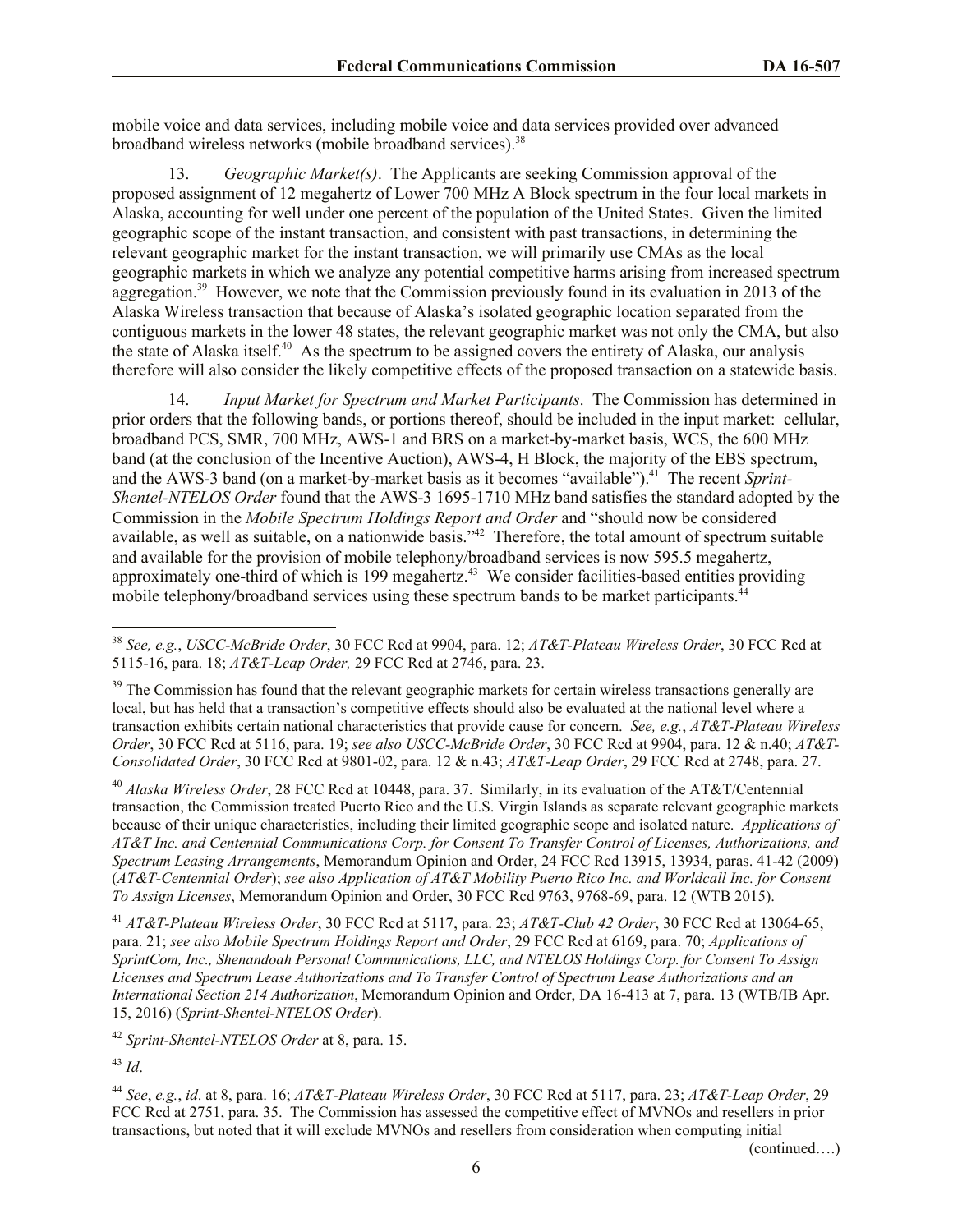mobile voice and data services, including mobile voice and data services provided over advanced broadband wireless networks (mobile broadband services).[38]

13. *Geographic Market(s)*. The Applicants are seeking Commission approval of the proposed assignment of 12 megahertz of Lower 700 MHz A Block spectrum in the four local markets in Alaska, accounting for well under one percent of the population of the United States. Given the limited geographic scope of the instant transaction, and consistent with past transactions, in determining the relevant geographic market for the instant transaction, we will primarily use CMAs as the local geographic markets in which we analyze any potential competitive harms arising from increased spectrum aggregation.[39] However, we note that the Commission previously found in its evaluation in 2013 of the Alaska Wireless transaction that because of Alaska's isolated geographic location separated from the contiguous markets in the lower 48 states, the relevant geographic market was not only the CMA, but also the state of Alaska itself.[40] As the spectrum to be assigned covers the entirety of Alaska, our analysis therefore will also consider the likely competitive effects of the proposed transaction on a statewide basis.

14. *Input Market for Spectrum and Market Participants*. The Commission has determined in prior orders that the following bands, or portions thereof, should be included in the input market: cellular, broadband PCS, SMR, 700 MHz, AWS-1 and BRS on a market-by-market basis, WCS, the 600 MHz band (at the conclusion of the Incentive Auction), AWS-4, H Block, the majority of the EBS spectrum, and the AWS-3 band (on a market-by-market basis as it becomes "available").[41] The recent *Sprint-Shentel-NTELOS Order* found that the AWS-3 1695-1710 MHz band satisfies the standard adopted by the Commission in the *Mobile Spectrum Holdings Report and Order* and "should now be considered available, as well as suitable, on a nationwide basis."[42] Therefore, the total amount of spectrum suitable and available for the provision of mobile telephony/broadband services is now 595.5 megahertz, approximately one-third of which is 199 megahertz.[43] We consider facilities-based entities providing mobile telephony/broadband services using these spectrum bands to be market participants.[44]

---

[38] *See, e.g.*, *USCC-McBride Order*, 30 FCC Rcd at 9904, para. 12; *AT&T-Plateau Wireless Order*, 30 FCC Rcd at 5115-16, para. 18; *AT&T-Leap Order,* 29 FCC Rcd at 2746, para. 23.

[39] The Commission has found that the relevant geographic markets for certain wireless transactions generally are local, but has held that a transaction's competitive effects should also be evaluated at the national level where a transaction exhibits certain national characteristics that provide cause for concern. *See, e.g.*, *AT&T-Plateau Wireless Order*, 30 FCC Rcd at 5116, para. 19; *see also USCC-McBride Order*, 30 FCC Rcd at 9904, para. 12 & n.40; *AT&T-Consolidated Order*, 30 FCC Rcd at 9801-02, para. 12 & n.43; *AT&T-Leap Order*, 29 FCC Rcd at 2748, para. 27.

[40] *Alaska Wireless Order*, 28 FCC Rcd at 10448, para. 37. Similarly, in its evaluation of the AT&T/Centennial transaction, the Commission treated Puerto Rico and the U.S. Virgin Islands as separate relevant geographic markets because of their unique characteristics, including their limited geographic scope and isolated nature. *Applications of AT&T Inc. and Centennial Communications Corp. for Consent To Transfer Control of Licenses, Authorizations, and Spectrum Leasing Arrangements*, Memorandum Opinion and Order, 24 FCC Rcd 13915, 13934, paras. 41-42 (2009) (*AT&T-Centennial Order*); *see also Application of AT&T Mobility Puerto Rico Inc. and Worldcall Inc. for Consent To Assign Licenses*, Memorandum Opinion and Order, 30 FCC Rcd 9763, 9768-69, para. 12 (WTB 2015).

[41] *AT&T-Plateau Wireless Order*, 30 FCC Rcd at 5117, para. 23; *AT&T-Club 42 Order*, 30 FCC Rcd at 13064-65, para. 21; *see also Mobile Spectrum Holdings Report and Order*, 29 FCC Rcd at 6169, para. 70; *Applications of SprintCom, Inc., Shenandoah Personal Communications, LLC, and NTELOS Holdings Corp. for Consent To Assign Licenses and Spectrum Lease Authorizations and To Transfer Control of Spectrum Lease Authorizations and an International Section 214 Authorization*, Memorandum Opinion and Order, DA 16-413 at 7, para. 13 (WTB/IB Apr. 15, 2016) (*Sprint-Shentel-NTELOS Order*).

[42] *Sprint-Shentel-NTELOS Order* at 8, para. 15.

[43] *Id*.

[44] *See*, *e.g.*, *id*. at 8, para. 16; *AT&T-Plateau Wireless Order*, 30 FCC Rcd at 5117, para. 23; *AT&T-Leap Order*, 29 FCC Rcd at 2751, para. 35. The Commission has assessed the competitive effect of MVNOs and resellers in prior transactions, but noted that it will exclude MVNOs and resellers from consideration when computing initial

(continued….)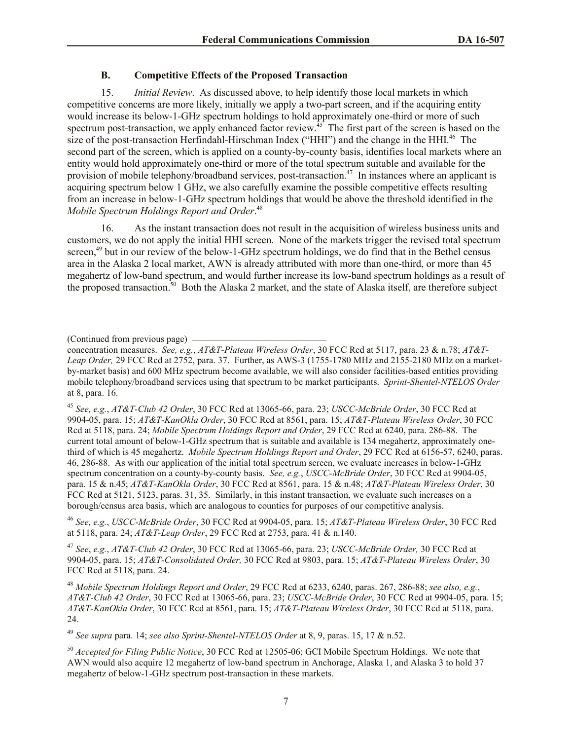### B. Competitive Effects of the Proposed Transaction

15. *Initial Review*. As discussed above, to help identify those local markets in which competitive concerns are more likely, initially we apply a two-part screen, and if the acquiring entity would increase its below-1-GHz spectrum holdings to hold approximately one-third or more of such spectrum post-transaction, we apply enhanced factor review.[45] The first part of the screen is based on the size of the post-transaction Herfindahl-Hirschman Index ("HHI") and the change in the HHI.[46] The second part of the screen, which is applied on a county-by-county basis, identifies local markets where an entity would hold approximately one-third or more of the total spectrum suitable and available for the provision of mobile telephony/broadband services, post-transaction.[47] In instances where an applicant is acquiring spectrum below 1 GHz, we also carefully examine the possible competitive effects resulting from an increase in below-1-GHz spectrum holdings that would be above the threshold identified in the *Mobile Spectrum Holdings Report and Order*.[48]

16. As the instant transaction does not result in the acquisition of wireless business units and customers, we do not apply the initial HHI screen. None of the markets trigger the revised total spectrum screen,[49] but in our review of the below-1-GHz spectrum holdings, we do find that in the Bethel census area in the Alaska 2 local market, AWN is already attributed with more than one-third, or more than 45 megahertz of low-band spectrum, and would further increase its low-band spectrum holdings as a result of the proposed transaction.[50] Both the Alaska 2 market, and the state of Alaska itself, are therefore subject

---

(Continued from previous page) concentration measures. *See, e.g.*, *AT&T-Plateau Wireless Order*, 30 FCC Rcd at 5117, para. 23 & n.78; *AT&T-Leap Order,* 29 FCC Rcd at 2752, para. 37. Further, as AWS-3 (1755-1780 MHz and 2155-2180 MHz on a market-by-market basis) and 600 MHz spectrum become available, we will also consider facilities-based entities providing mobile telephony/broadband services using that spectrum to be market participants. *Sprint-Shentel-NTELOS Order* at 8, para. 16.

[45] *See, e.g.*, *AT&T-Club 42 Order*, 30 FCC Rcd at 13065-66, para. 23; *USCC-McBride Order*, 30 FCC Rcd at 9904-05, para. 15; *AT&T-KanOkla Order*, 30 FCC Rcd at 8561, para. 15; *AT&T-Plateau Wireless Order*, 30 FCC Rcd at 5118, para. 24; *Mobile Spectrum Holdings Report and Order*, 29 FCC Rcd at 6240, para. 286-88. The current total amount of below-1-GHz spectrum that is suitable and available is 134 megahertz, approximately one-third of which is 45 megahertz. *Mobile Spectrum Holdings Report and Order*, 29 FCC Rcd at 6156-57, 6240, paras. 46, 286-88. As with our application of the initial total spectrum screen, we evaluate increases in below-1-GHz spectrum concentration on a county-by-county basis. *See, e.g.*, *USCC-McBride Order*, 30 FCC Rcd at 9904-05, para. 15 & n.45; *AT&T-KanOkla Order*, 30 FCC Rcd at 8561, para. 15 & n.48; *AT&T-Plateau Wireless Order*, 30 FCC Rcd at 5121, 5123, paras. 31, 35. Similarly, in this instant transaction, we evaluate such increases on a borough/census area basis, which are analogous to counties for purposes of our competitive analysis.

[46] *See, e.g.*, *USCC-McBride Order*, 30 FCC Rcd at 9904-05, para. 15; *AT&T-Plateau Wireless Order*, 30 FCC Rcd at 5118, para. 24; *AT&T-Leap Order*, 29 FCC Rcd at 2753, para. 41 & n.140.

[47] *See*, *e.g.*, *AT&T-Club 42 Order*, 30 FCC Rcd at 13065-66, para. 23; *USCC-McBride Order,* 30 FCC Rcd at 9904-05, para. 15; *AT&T-Consolidated Order,* 30 FCC Rcd at 9803, para. 15; *AT&T-Plateau Wireless Order*, 30 FCC Rcd at 5118, para. 24.

[48] *Mobile Spectrum Holdings Report and Order*, 29 FCC Rcd at 6233, 6240, paras. 267, 286-88; *see also, e.g.*, *AT&T-Club 42 Order*, 30 FCC Rcd at 13065-66, para. 23; *USCC-McBride Order*, 30 FCC Rcd at 9904-05, para. 15; *AT&T-KanOkla Order*, 30 FCC Rcd at 8561, para. 15; *AT&T-Plateau Wireless Order*, 30 FCC Rcd at 5118, para. 24.

[49] *See supra* para. 14; *see also Sprint-Shentel-NTELOS Order* at 8, 9, paras. 15, 17 & n.52.

[50] *Accepted for Filing Public Notice*, 30 FCC Rcd at 12505-06; GCI Mobile Spectrum Holdings. We note that AWN would also acquire 12 megahertz of low-band spectrum in Anchorage, Alaska 1, and Alaska 3 to hold 37 megahertz of below-1-GHz spectrum post-transaction in these markets.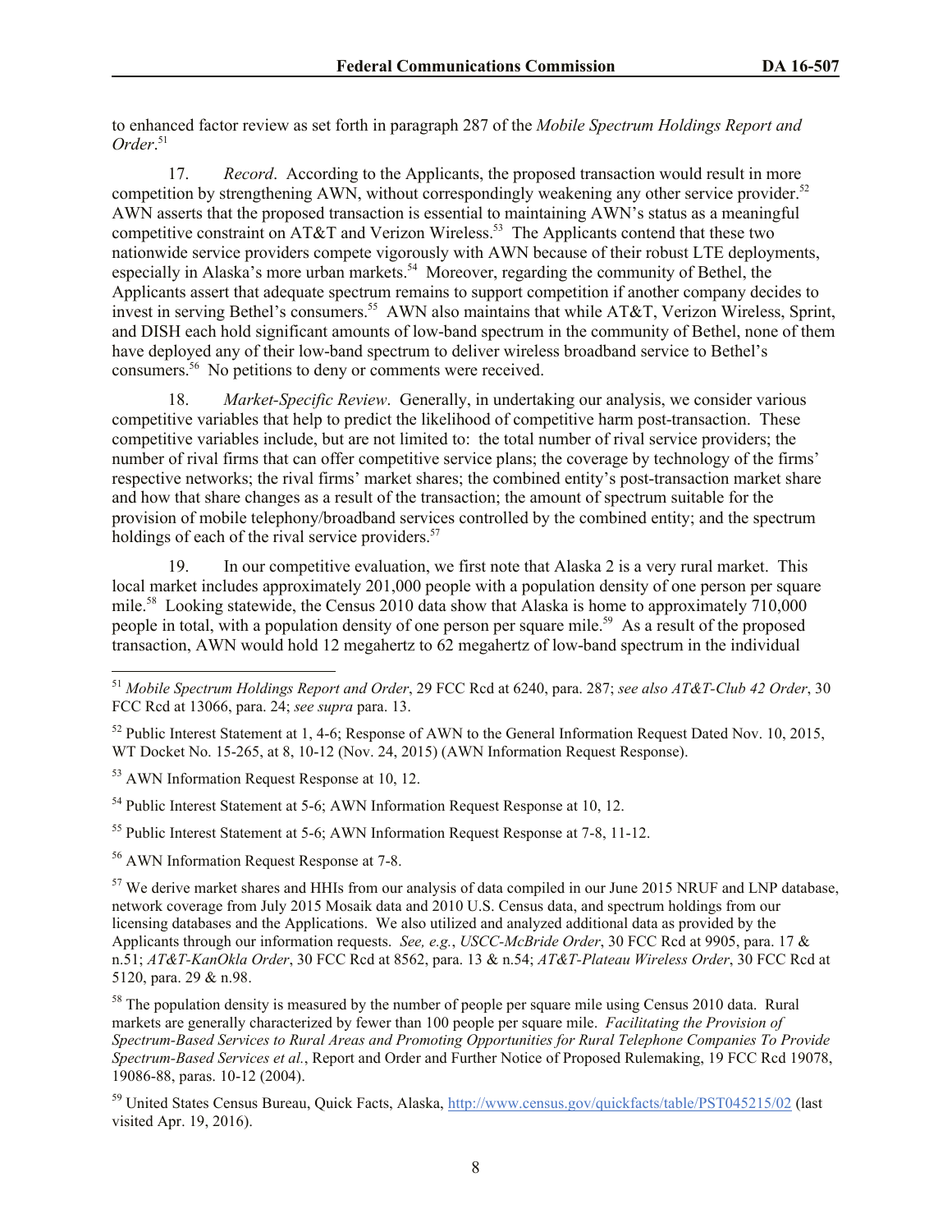to enhanced factor review as set forth in paragraph 287 of the *Mobile Spectrum Holdings Report and Order*.[51]

17. *Record*. According to the Applicants, the proposed transaction would result in more competition by strengthening AWN, without correspondingly weakening any other service provider.[52] AWN asserts that the proposed transaction is essential to maintaining AWN's status as a meaningful competitive constraint on AT&T and Verizon Wireless.[53] The Applicants contend that these two nationwide service providers compete vigorously with AWN because of their robust LTE deployments, especially in Alaska's more urban markets.[54] Moreover, regarding the community of Bethel, the Applicants assert that adequate spectrum remains to support competition if another company decides to invest in serving Bethel's consumers.[55] AWN also maintains that while AT&T, Verizon Wireless, Sprint, and DISH each hold significant amounts of low-band spectrum in the community of Bethel, none of them have deployed any of their low-band spectrum to deliver wireless broadband service to Bethel's consumers.[56] No petitions to deny or comments were received.

18. *Market-Specific Review*. Generally, in undertaking our analysis, we consider various competitive variables that help to predict the likelihood of competitive harm post-transaction. These competitive variables include, but are not limited to: the total number of rival service providers; the number of rival firms that can offer competitive service plans; the coverage by technology of the firms' respective networks; the rival firms' market shares; the combined entity's post-transaction market share and how that share changes as a result of the transaction; the amount of spectrum suitable for the provision of mobile telephony/broadband services controlled by the combined entity; and the spectrum holdings of each of the rival service providers.[57]

19. In our competitive evaluation, we first note that Alaska 2 is a very rural market. This local market includes approximately 201,000 people with a population density of one person per square mile.[58] Looking statewide, the Census 2010 data show that Alaska is home to approximately 710,000 people in total, with a population density of one person per square mile.[59] As a result of the proposed transaction, AWN would hold 12 megahertz to 62 megahertz of low-band spectrum in the individual

---

[51] *Mobile Spectrum Holdings Report and Order*, 29 FCC Rcd at 6240, para. 287; *see also AT&T-Club 42 Order*, 30 FCC Rcd at 13066, para. 24; *see supra* para. 13.

[52] Public Interest Statement at 1, 4-6; Response of AWN to the General Information Request Dated Nov. 10, 2015, WT Docket No. 15-265, at 8, 10-12 (Nov. 24, 2015) (AWN Information Request Response).

[53] AWN Information Request Response at 10, 12.

[54] Public Interest Statement at 5-6; AWN Information Request Response at 10, 12.

[55] Public Interest Statement at 5-6; AWN Information Request Response at 7-8, 11-12.

[56] AWN Information Request Response at 7-8.

[57] We derive market shares and HHIs from our analysis of data compiled in our June 2015 NRUF and LNP database, network coverage from July 2015 Mosaik data and 2010 U.S. Census data, and spectrum holdings from our licensing databases and the Applications. We also utilized and analyzed additional data as provided by the Applicants through our information requests. *See, e.g.*, *USCC-McBride Order*, 30 FCC Rcd at 9905, para. 17 & n.51; *AT&T-KanOkla Order*, 30 FCC Rcd at 8562, para. 13 & n.54; *AT&T-Plateau Wireless Order*, 30 FCC Rcd at 5120, para. 29 & n.98.

[58] The population density is measured by the number of people per square mile using Census 2010 data. Rural markets are generally characterized by fewer than 100 people per square mile. *Facilitating the Provision of Spectrum-Based Services to Rural Areas and Promoting Opportunities for Rural Telephone Companies To Provide Spectrum-Based Services et al.*, Report and Order and Further Notice of Proposed Rulemaking, 19 FCC Rcd 19078, 19086-88, paras. 10-12 (2004).

[59] United States Census Bureau, Quick Facts, Alaska, http://www.census.gov/quickfacts/table/PST045215/02 (last visited Apr. 19, 2016).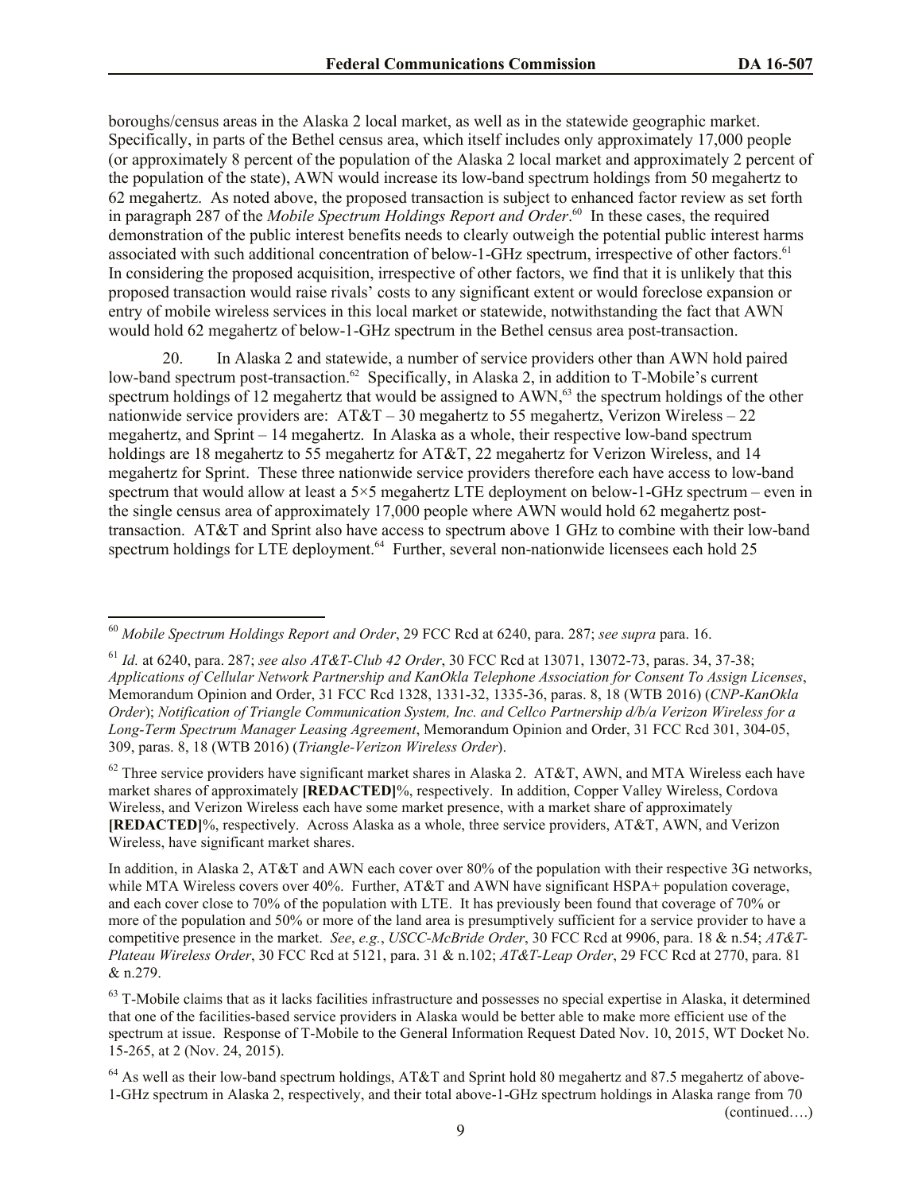boroughs/census areas in the Alaska 2 local market, as well as in the statewide geographic market. Specifically, in parts of the Bethel census area, which itself includes only approximately 17,000 people (or approximately 8 percent of the population of the Alaska 2 local market and approximately 2 percent of the population of the state), AWN would increase its low-band spectrum holdings from 50 megahertz to 62 megahertz. As noted above, the proposed transaction is subject to enhanced factor review as set forth in paragraph 287 of the *Mobile Spectrum Holdings Report and Order*.[60] In these cases, the required demonstration of the public interest benefits needs to clearly outweigh the potential public interest harms associated with such additional concentration of below-1-GHz spectrum, irrespective of other factors.[61] In considering the proposed acquisition, irrespective of other factors, we find that it is unlikely that this proposed transaction would raise rivals' costs to any significant extent or would foreclose expansion or entry of mobile wireless services in this local market or statewide, notwithstanding the fact that AWN would hold 62 megahertz of below-1-GHz spectrum in the Bethel census area post-transaction.

20. In Alaska 2 and statewide, a number of service providers other than AWN hold paired low-band spectrum post-transaction.[62] Specifically, in Alaska 2, in addition to T-Mobile's current spectrum holdings of 12 megahertz that would be assigned to AWN,[63] the spectrum holdings of the other nationwide service providers are: AT&T – 30 megahertz to 55 megahertz, Verizon Wireless – 22 megahertz, and Sprint – 14 megahertz. In Alaska as a whole, their respective low-band spectrum holdings are 18 megahertz to 55 megahertz for AT&T, 22 megahertz for Verizon Wireless, and 14 megahertz for Sprint. These three nationwide service providers therefore each have access to low-band spectrum that would allow at least a 5×5 megahertz LTE deployment on below-1-GHz spectrum – even in the single census area of approximately 17,000 people where AWN would hold 62 megahertz post-transaction. AT&T and Sprint also have access to spectrum above 1 GHz to combine with their low-band spectrum holdings for LTE deployment.[64] Further, several non-nationwide licensees each hold 25

---

[60] *Mobile Spectrum Holdings Report and Order*, 29 FCC Rcd at 6240, para. 287; *see supra* para. 16.

[61] *Id.* at 6240, para. 287; *see also AT&T-Club 42 Order*, 30 FCC Rcd at 13071, 13072-73, paras. 34, 37-38; *Applications of Cellular Network Partnership and KanOkla Telephone Association for Consent To Assign Licenses*, Memorandum Opinion and Order, 31 FCC Rcd 1328, 1331-32, 1335-36, paras. 8, 18 (WTB 2016) (*CNP-KanOkla Order*); *Notification of Triangle Communication System, Inc. and Cellco Partnership d/b/a Verizon Wireless for a Long-Term Spectrum Manager Leasing Agreement*, Memorandum Opinion and Order, 31 FCC Rcd 301, 304-05, 309, paras. 8, 18 (WTB 2016) (*Triangle-Verizon Wireless Order*).

[62] Three service providers have significant market shares in Alaska 2. AT&T, AWN, and MTA Wireless each have market shares of approximately **[REDACTED]**%, respectively. In addition, Copper Valley Wireless, Cordova Wireless, and Verizon Wireless each have some market presence, with a market share of approximately **[REDACTED]**%, respectively. Across Alaska as a whole, three service providers, AT&T, AWN, and Verizon Wireless, have significant market shares.

In addition, in Alaska 2, AT&T and AWN each cover over 80% of the population with their respective 3G networks, while MTA Wireless covers over 40%. Further, AT&T and AWN have significant HSPA+ population coverage, and each cover close to 70% of the population with LTE. It has previously been found that coverage of 70% or more of the population and 50% or more of the land area is presumptively sufficient for a service provider to have a competitive presence in the market. *See*, *e.g.*, *USCC-McBride Order*, 30 FCC Rcd at 9906, para. 18 & n.54; *AT&T-Plateau Wireless Order*, 30 FCC Rcd at 5121, para. 31 & n.102; *AT&T-Leap Order*, 29 FCC Rcd at 2770, para. 81 & n.279.

[63] T-Mobile claims that as it lacks facilities infrastructure and possesses no special expertise in Alaska, it determined that one of the facilities-based service providers in Alaska would be better able to make more efficient use of the spectrum at issue. Response of T-Mobile to the General Information Request Dated Nov. 10, 2015, WT Docket No. 15-265, at 2 (Nov. 24, 2015).

[64] As well as their low-band spectrum holdings, AT&T and Sprint hold 80 megahertz and 87.5 megahertz of above-1-GHz spectrum in Alaska 2, respectively, and their total above-1-GHz spectrum holdings in Alaska range from 70

(continued….)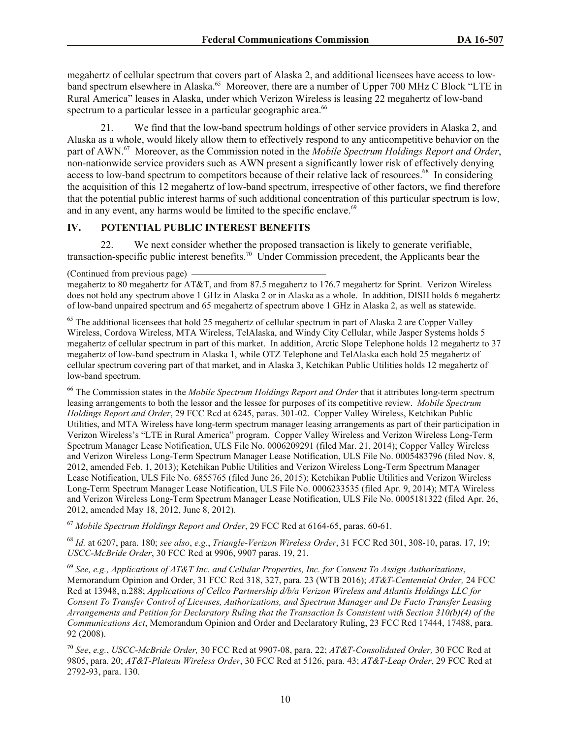megahertz of cellular spectrum that covers part of Alaska 2, and additional licensees have access to low-band spectrum elsewhere in Alaska.[65] Moreover, there are a number of Upper 700 MHz C Block "LTE in Rural America" leases in Alaska, under which Verizon Wireless is leasing 22 megahertz of low-band spectrum to a particular lessee in a particular geographic area.[66]

21. We find that the low-band spectrum holdings of other service providers in Alaska 2, and Alaska as a whole, would likely allow them to effectively respond to any anticompetitive behavior on the part of AWN.[67] Moreover, as the Commission noted in the *Mobile Spectrum Holdings Report and Order*, non-nationwide service providers such as AWN present a significantly lower risk of effectively denying access to low-band spectrum to competitors because of their relative lack of resources.[68] In considering the acquisition of this 12 megahertz of low-band spectrum, irrespective of other factors, we find therefore that the potential public interest harms of such additional concentration of this particular spectrum is low, and in any event, any harms would be limited to the specific enclave.[69]

## IV. POTENTIAL PUBLIC INTEREST BENEFITS

22. We next consider whether the proposed transaction is likely to generate verifiable, transaction-specific public interest benefits.[70] Under Commission precedent, the Applicants bear the

---

(Continued from previous page) megahertz to 80 megahertz for AT&T, and from 87.5 megahertz to 176.7 megahertz for Sprint. Verizon Wireless does not hold any spectrum above 1 GHz in Alaska 2 or in Alaska as a whole. In addition, DISH holds 6 megahertz of low-band unpaired spectrum and 65 megahertz of spectrum above 1 GHz in Alaska 2, as well as statewide.

[65] The additional licensees that hold 25 megahertz of cellular spectrum in part of Alaska 2 are Copper Valley Wireless, Cordova Wireless, MTA Wireless, TelAlaska, and Windy City Cellular, while Jasper Systems holds 5 megahertz of cellular spectrum in part of this market. In addition, Arctic Slope Telephone holds 12 megahertz to 37 megahertz of low-band spectrum in Alaska 1, while OTZ Telephone and TelAlaska each hold 25 megahertz of cellular spectrum covering part of that market, and in Alaska 3, Ketchikan Public Utilities holds 12 megahertz of low-band spectrum.

[66] The Commission states in the *Mobile Spectrum Holdings Report and Order* that it attributes long-term spectrum leasing arrangements to both the lessor and the lessee for purposes of its competitive review. *Mobile Spectrum Holdings Report and Order*, 29 FCC Rcd at 6245, paras. 301-02. Copper Valley Wireless, Ketchikan Public Utilities, and MTA Wireless have long-term spectrum manager leasing arrangements as part of their participation in Verizon Wireless's "LTE in Rural America" program. Copper Valley Wireless and Verizon Wireless Long-Term Spectrum Manager Lease Notification, ULS File No. 0006209291 (filed Mar. 21, 2014); Copper Valley Wireless and Verizon Wireless Long-Term Spectrum Manager Lease Notification, ULS File No. 0005483796 (filed Nov. 8, 2012, amended Feb. 1, 2013); Ketchikan Public Utilities and Verizon Wireless Long-Term Spectrum Manager Lease Notification, ULS File No. 6855765 (filed June 26, 2015); Ketchikan Public Utilities and Verizon Wireless Long-Term Spectrum Manager Lease Notification, ULS File No. 0006233535 (filed Apr. 9, 2014); MTA Wireless and Verizon Wireless Long-Term Spectrum Manager Lease Notification, ULS File No. 0005181322 (filed Apr. 26, 2012, amended May 18, 2012, June 8, 2012).

[67] *Mobile Spectrum Holdings Report and Order*, 29 FCC Rcd at 6164-65, paras. 60-61.

[68] *Id.* at 6207, para. 180; *see also*, *e.g.*, *Triangle-Verizon Wireless Order*, 31 FCC Rcd 301, 308-10, paras. 17, 19; *USCC-McBride Order*, 30 FCC Rcd at 9906, 9907 paras. 19, 21.

[69] *See, e.g., Applications of AT&T Inc. and Cellular Properties, Inc. for Consent To Assign Authorizations*, Memorandum Opinion and Order, 31 FCC Rcd 318, 327, para. 23 (WTB 2016); *AT&T-Centennial Order,* 24 FCC Rcd at 13948, n.288; *Applications of Cellco Partnership d/b/a Verizon Wireless and Atlantis Holdings LLC for Consent To Transfer Control of Licenses, Authorizations, and Spectrum Manager and De Facto Transfer Leasing Arrangements and Petition for Declaratory Ruling that the Transaction Is Consistent with Section 310(b)(4) of the Communications Act*, Memorandum Opinion and Order and Declaratory Ruling, 23 FCC Rcd 17444, 17488, para. 92 (2008).

[70] *See*, *e.g.*, *USCC-McBride Order,* 30 FCC Rcd at 9907-08, para. 22; *AT&T-Consolidated Order,* 30 FCC Rcd at 9805, para. 20; *AT&T-Plateau Wireless Order*, 30 FCC Rcd at 5126, para. 43; *AT&T-Leap Order*, 29 FCC Rcd at 2792-93, para. 130.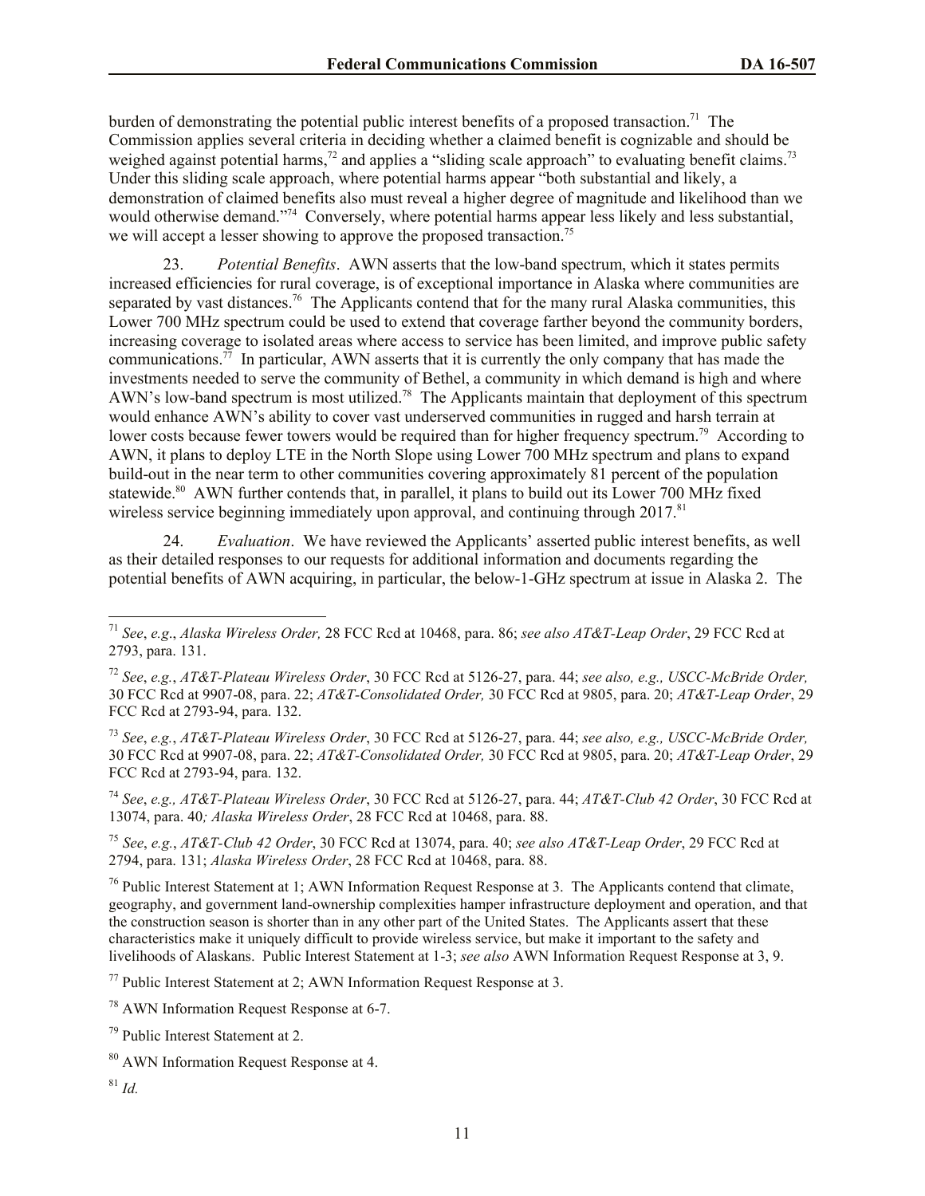burden of demonstrating the potential public interest benefits of a proposed transaction.[71] The Commission applies several criteria in deciding whether a claimed benefit is cognizable and should be weighed against potential harms,[72] and applies a "sliding scale approach" to evaluating benefit claims.[73] Under this sliding scale approach, where potential harms appear "both substantial and likely, a demonstration of claimed benefits also must reveal a higher degree of magnitude and likelihood than we would otherwise demand."[74] Conversely, where potential harms appear less likely and less substantial, we will accept a lesser showing to approve the proposed transaction.[75]

23. *Potential Benefits*. AWN asserts that the low-band spectrum, which it states permits increased efficiencies for rural coverage, is of exceptional importance in Alaska where communities are separated by vast distances.[76] The Applicants contend that for the many rural Alaska communities, this Lower 700 MHz spectrum could be used to extend that coverage farther beyond the community borders, increasing coverage to isolated areas where access to service has been limited, and improve public safety communications.[77] In particular, AWN asserts that it is currently the only company that has made the investments needed to serve the community of Bethel, a community in which demand is high and where AWN's low-band spectrum is most utilized.[78] The Applicants maintain that deployment of this spectrum would enhance AWN's ability to cover vast underserved communities in rugged and harsh terrain at lower costs because fewer towers would be required than for higher frequency spectrum.[79] According to AWN, it plans to deploy LTE in the North Slope using Lower 700 MHz spectrum and plans to expand build-out in the near term to other communities covering approximately 81 percent of the population statewide.[80] AWN further contends that, in parallel, it plans to build out its Lower 700 MHz fixed wireless service beginning immediately upon approval, and continuing through 2017.[81]

24. *Evaluation*. We have reviewed the Applicants' asserted public interest benefits, as well as their detailed responses to our requests for additional information and documents regarding the potential benefits of AWN acquiring, in particular, the below-1-GHz spectrum at issue in Alaska 2. The

---

[71] *See*, *e.g*., *Alaska Wireless Order,* 28 FCC Rcd at 10468, para. 86; *see also AT&T-Leap Order*, 29 FCC Rcd at 2793, para. 131.

[72] *See*, *e.g.*, *AT&T-Plateau Wireless Order*, 30 FCC Rcd at 5126-27, para. 44; *see also, e.g., USCC-McBride Order,* 30 FCC Rcd at 9907-08, para. 22; *AT&T-Consolidated Order,* 30 FCC Rcd at 9805, para. 20; *AT&T-Leap Order*, 29 FCC Rcd at 2793-94, para. 132.

[73] *See*, *e.g.*, *AT&T-Plateau Wireless Order*, 30 FCC Rcd at 5126-27, para. 44; *see also, e.g., USCC-McBride Order,* 30 FCC Rcd at 9907-08, para. 22; *AT&T-Consolidated Order,* 30 FCC Rcd at 9805, para. 20; *AT&T-Leap Order*, 29 FCC Rcd at 2793-94, para. 132.

[74] *See*, *e.g., AT&T-Plateau Wireless Order*, 30 FCC Rcd at 5126-27, para. 44; *AT&T-Club 42 Order*, 30 FCC Rcd at 13074, para. 40*; Alaska Wireless Order*, 28 FCC Rcd at 10468, para. 88.

[75] *See*, *e.g.*, *AT&T-Club 42 Order*, 30 FCC Rcd at 13074, para. 40; *see also AT&T-Leap Order*, 29 FCC Rcd at 2794, para. 131; *Alaska Wireless Order*, 28 FCC Rcd at 10468, para. 88.

[76] Public Interest Statement at 1; AWN Information Request Response at 3. The Applicants contend that climate, geography, and government land-ownership complexities hamper infrastructure deployment and operation, and that the construction season is shorter than in any other part of the United States. The Applicants assert that these characteristics make it uniquely difficult to provide wireless service, but make it important to the safety and livelihoods of Alaskans. Public Interest Statement at 1-3; *see also* AWN Information Request Response at 3, 9.

[77] Public Interest Statement at 2; AWN Information Request Response at 3.

[78] AWN Information Request Response at 6-7.

[79] Public Interest Statement at 2.

[80] AWN Information Request Response at 4.

[81] *Id.*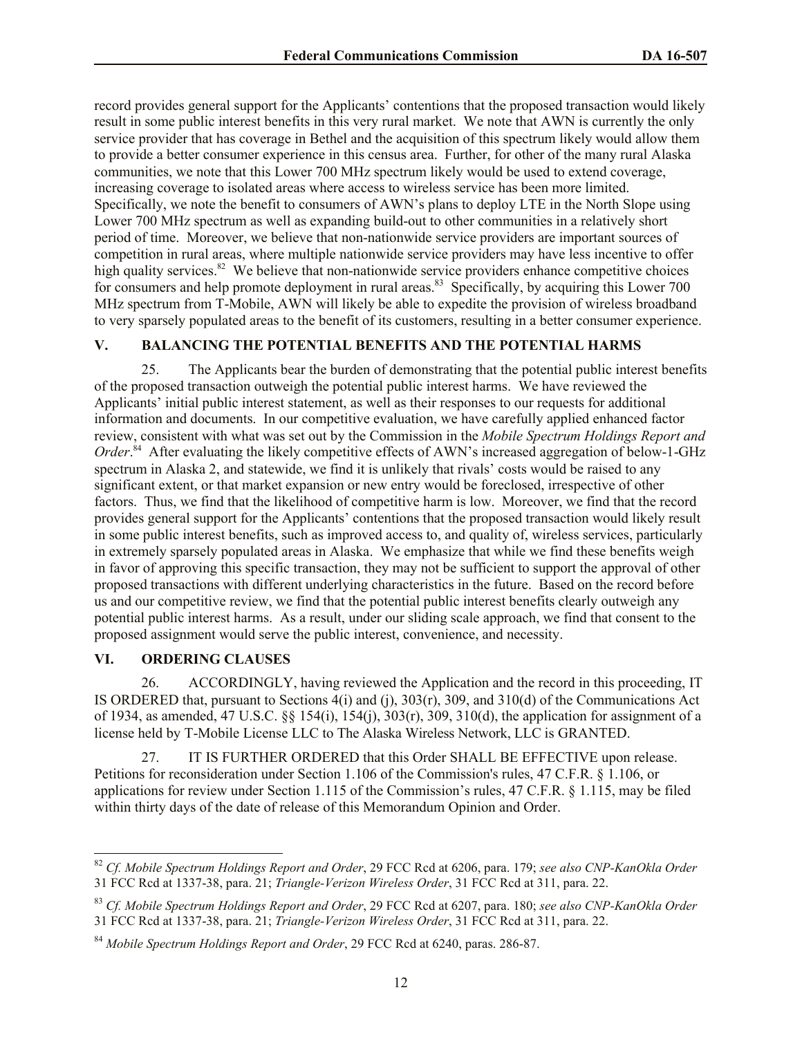record provides general support for the Applicants' contentions that the proposed transaction would likely result in some public interest benefits in this very rural market. We note that AWN is currently the only service provider that has coverage in Bethel and the acquisition of this spectrum likely would allow them to provide a better consumer experience in this census area. Further, for other of the many rural Alaska communities, we note that this Lower 700 MHz spectrum likely would be used to extend coverage, increasing coverage to isolated areas where access to wireless service has been more limited. Specifically, we note the benefit to consumers of AWN's plans to deploy LTE in the North Slope using Lower 700 MHz spectrum as well as expanding build-out to other communities in a relatively short period of time. Moreover, we believe that non-nationwide service providers are important sources of competition in rural areas, where multiple nationwide service providers may have less incentive to offer high quality services.[82] We believe that non-nationwide service providers enhance competitive choices for consumers and help promote deployment in rural areas.[83] Specifically, by acquiring this Lower 700 MHz spectrum from T-Mobile, AWN will likely be able to expedite the provision of wireless broadband to very sparsely populated areas to the benefit of its customers, resulting in a better consumer experience.

## V. BALANCING THE POTENTIAL BENEFITS AND THE POTENTIAL HARMS

25. The Applicants bear the burden of demonstrating that the potential public interest benefits of the proposed transaction outweigh the potential public interest harms. We have reviewed the Applicants' initial public interest statement, as well as their responses to our requests for additional information and documents. In our competitive evaluation, we have carefully applied enhanced factor review, consistent with what was set out by the Commission in the *Mobile Spectrum Holdings Report and Order*.[84] After evaluating the likely competitive effects of AWN's increased aggregation of below-1-GHz spectrum in Alaska 2, and statewide, we find it is unlikely that rivals' costs would be raised to any significant extent, or that market expansion or new entry would be foreclosed, irrespective of other factors. Thus, we find that the likelihood of competitive harm is low. Moreover, we find that the record provides general support for the Applicants' contentions that the proposed transaction would likely result in some public interest benefits, such as improved access to, and quality of, wireless services, particularly in extremely sparsely populated areas in Alaska. We emphasize that while we find these benefits weigh in favor of approving this specific transaction, they may not be sufficient to support the approval of other proposed transactions with different underlying characteristics in the future. Based on the record before us and our competitive review, we find that the potential public interest benefits clearly outweigh any potential public interest harms. As a result, under our sliding scale approach, we find that consent to the proposed assignment would serve the public interest, convenience, and necessity.

## VI. ORDERING CLAUSES

26. ACCORDINGLY, having reviewed the Application and the record in this proceeding, IT IS ORDERED that, pursuant to Sections 4(i) and (j), 303(r), 309, and 310(d) of the Communications Act of 1934, as amended, 47 U.S.C. §§ 154(i), 154(j), 303(r), 309, 310(d), the application for assignment of a license held by T-Mobile License LLC to The Alaska Wireless Network, LLC is GRANTED.

27. IT IS FURTHER ORDERED that this Order SHALL BE EFFECTIVE upon release. Petitions for reconsideration under Section 1.106 of the Commission's rules, 47 C.F.R. § 1.106, or applications for review under Section 1.115 of the Commission's rules, 47 C.F.R. § 1.115, may be filed within thirty days of the date of release of this Memorandum Opinion and Order.

---

[82] *Cf. Mobile Spectrum Holdings Report and Order*, 29 FCC Rcd at 6206, para. 179; *see also CNP-KanOkla Order* 31 FCC Rcd at 1337-38, para. 21; *Triangle-Verizon Wireless Order*, 31 FCC Rcd at 311, para. 22.

[83] *Cf. Mobile Spectrum Holdings Report and Order*, 29 FCC Rcd at 6207, para. 180; *see also CNP-KanOkla Order* 31 FCC Rcd at 1337-38, para. 21; *Triangle-Verizon Wireless Order*, 31 FCC Rcd at 311, para. 22.

[84] *Mobile Spectrum Holdings Report and Order*, 29 FCC Rcd at 6240, paras. 286-87.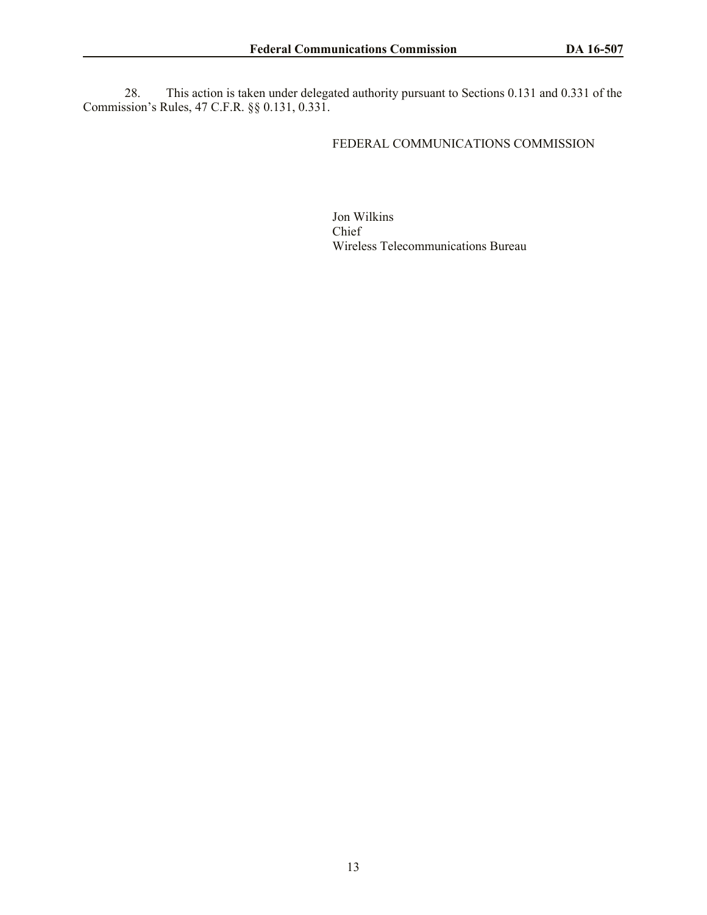28. This action is taken under delegated authority pursuant to Sections 0.131 and 0.331 of the Commission's Rules, 47 C.F.R. §§ 0.131, 0.331.

FEDERAL COMMUNICATIONS COMMISSION

Jon Wilkins
Chief
Wireless Telecommunications Bureau